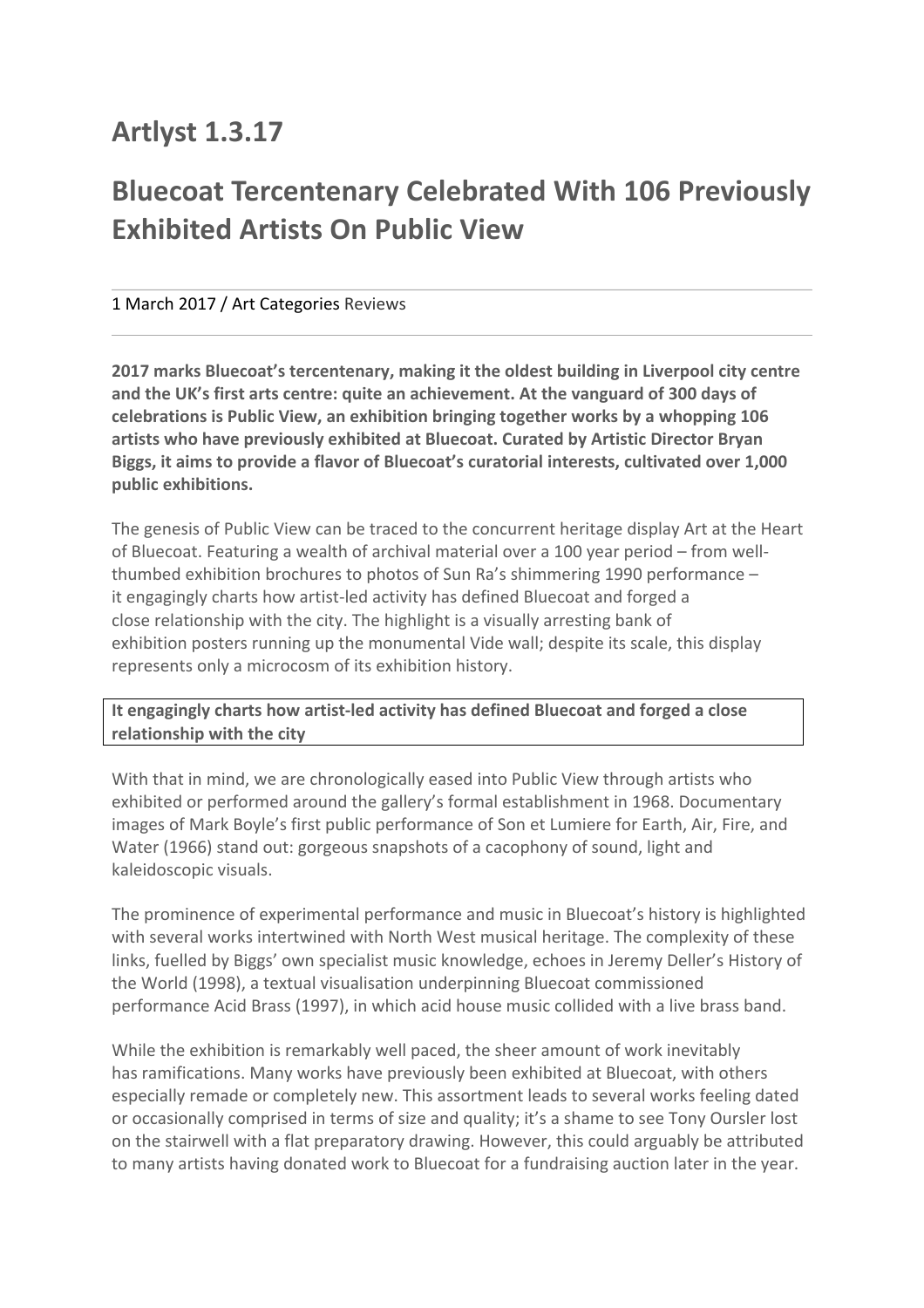## Artlyst 1.3.17

# Bluecoat Tercentenary Celebrated With 106 Previously Exhibited Artists On Public View

---

1 March 2017 / Art Categories Reviews

---

**2017 marks Bluecoat's tercentenary, making it the oldest building in Liverpool city centre and the UK's first arts centre: quite an achievement. At the vanguard of 300 days of celebrations is Public View, an exhibition bringing together works by a whopping 106 artists who have previously exhibited at Bluecoat. Curated by Artistic Director Bryan Biggs, it aims to provide a flavor of Bluecoat's curatorial interests, cultivated over 1,000 public exhibitions.**

The genesis of Public View can be traced to the concurrent heritage display Art at the Heart of Bluecoat. Featuring a wealth of archival material over a 100 year period – from well-thumbed exhibition brochures to photos of Sun Ra's shimmering 1990 performance – it engagingly charts how artist-led activity has defined Bluecoat and forged a close relationship with the city. The highlight is a visually arresting bank of exhibition posters running up the monumental Vide wall; despite its scale, this display represents only a microcosm of its exhibition history.

> **It engagingly charts how artist-led activity has defined Bluecoat and forged a close relationship with the city**

With that in mind, we are chronologically eased into Public View through artists who exhibited or performed around the gallery's formal establishment in 1968. Documentary images of Mark Boyle's first public performance of Son et Lumiere for Earth, Air, Fire, and Water (1966) stand out: gorgeous snapshots of a cacophony of sound, light and kaleidoscopic visuals.

The prominence of experimental performance and music in Bluecoat's history is highlighted with several works intertwined with North West musical heritage. The complexity of these links, fuelled by Biggs' own specialist music knowledge, echoes in Jeremy Deller's History of the World (1998), a textual visualisation underpinning Bluecoat commissioned performance Acid Brass (1997), in which acid house music collided with a live brass band.

While the exhibition is remarkably well paced, the sheer amount of work inevitably has ramifications. Many works have previously been exhibited at Bluecoat, with others especially remade or completely new. This assortment leads to several works feeling dated or occasionally comprised in terms of size and quality; it's a shame to see Tony Oursler lost on the stairwell with a flat preparatory drawing. However, this could arguably be attributed to many artists having donated work to Bluecoat for a fundraising auction later in the year.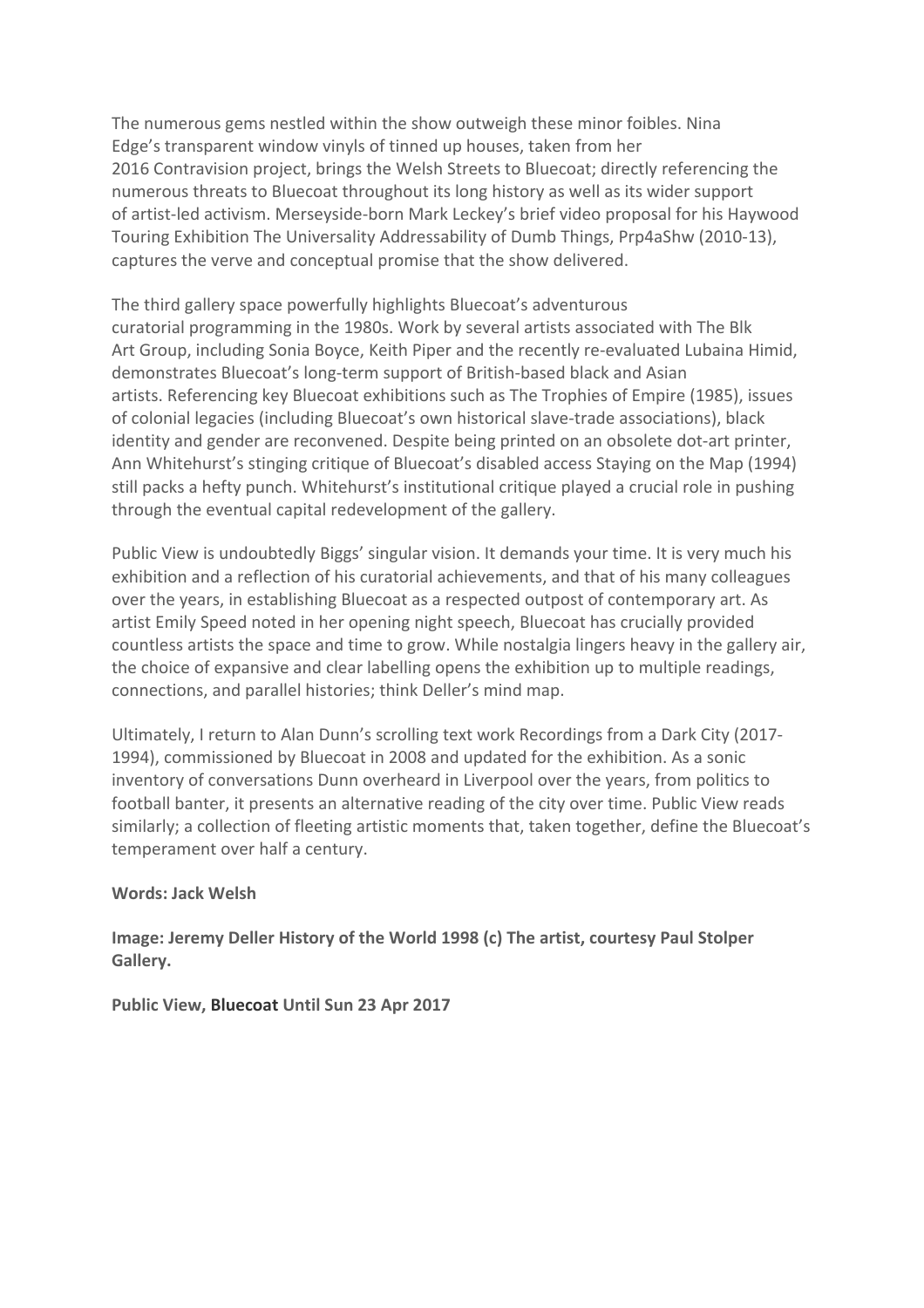The numerous gems nestled within the show outweigh these minor foibles. Nina Edge's transparent window vinyls of tinned up houses, taken from her 2016 Contravision project, brings the Welsh Streets to Bluecoat; directly referencing the numerous threats to Bluecoat throughout its long history as well as its wider support of artist-led activism. Merseyside-born Mark Leckey's brief video proposal for his Haywood Touring Exhibition The Universality Addressability of Dumb Things, Prp4aShw (2010-13), captures the verve and conceptual promise that the show delivered.

The third gallery space powerfully highlights Bluecoat's adventurous curatorial programming in the 1980s. Work by several artists associated with The Blk Art Group, including Sonia Boyce, Keith Piper and the recently re-evaluated Lubaina Himid, demonstrates Bluecoat's long-term support of British-based black and Asian artists. Referencing key Bluecoat exhibitions such as The Trophies of Empire (1985), issues of colonial legacies (including Bluecoat's own historical slave-trade associations), black identity and gender are reconvened. Despite being printed on an obsolete dot-art printer, Ann Whitehurst's stinging critique of Bluecoat's disabled access Staying on the Map (1994) still packs a hefty punch. Whitehurst's institutional critique played a crucial role in pushing through the eventual capital redevelopment of the gallery.

Public View is undoubtedly Biggs' singular vision. It demands your time. It is very much his exhibition and a reflection of his curatorial achievements, and that of his many colleagues over the years, in establishing Bluecoat as a respected outpost of contemporary art. As artist Emily Speed noted in her opening night speech, Bluecoat has crucially provided countless artists the space and time to grow. While nostalgia lingers heavy in the gallery air, the choice of expansive and clear labelling opens the exhibition up to multiple readings, connections, and parallel histories; think Deller's mind map.

Ultimately, I return to Alan Dunn's scrolling text work Recordings from a Dark City (2017-1994), commissioned by Bluecoat in 2008 and updated for the exhibition. As a sonic inventory of conversations Dunn overheard in Liverpool over the years, from politics to football banter, it presents an alternative reading of the city over time. Public View reads similarly; a collection of fleeting artistic moments that, taken together, define the Bluecoat's temperament over half a century.

**Words: Jack Welsh**

**Image: Jeremy Deller History of the World 1998 (c) The artist, courtesy Paul Stolper Gallery.**

**Public View, Bluecoat Until Sun 23 Apr 2017**